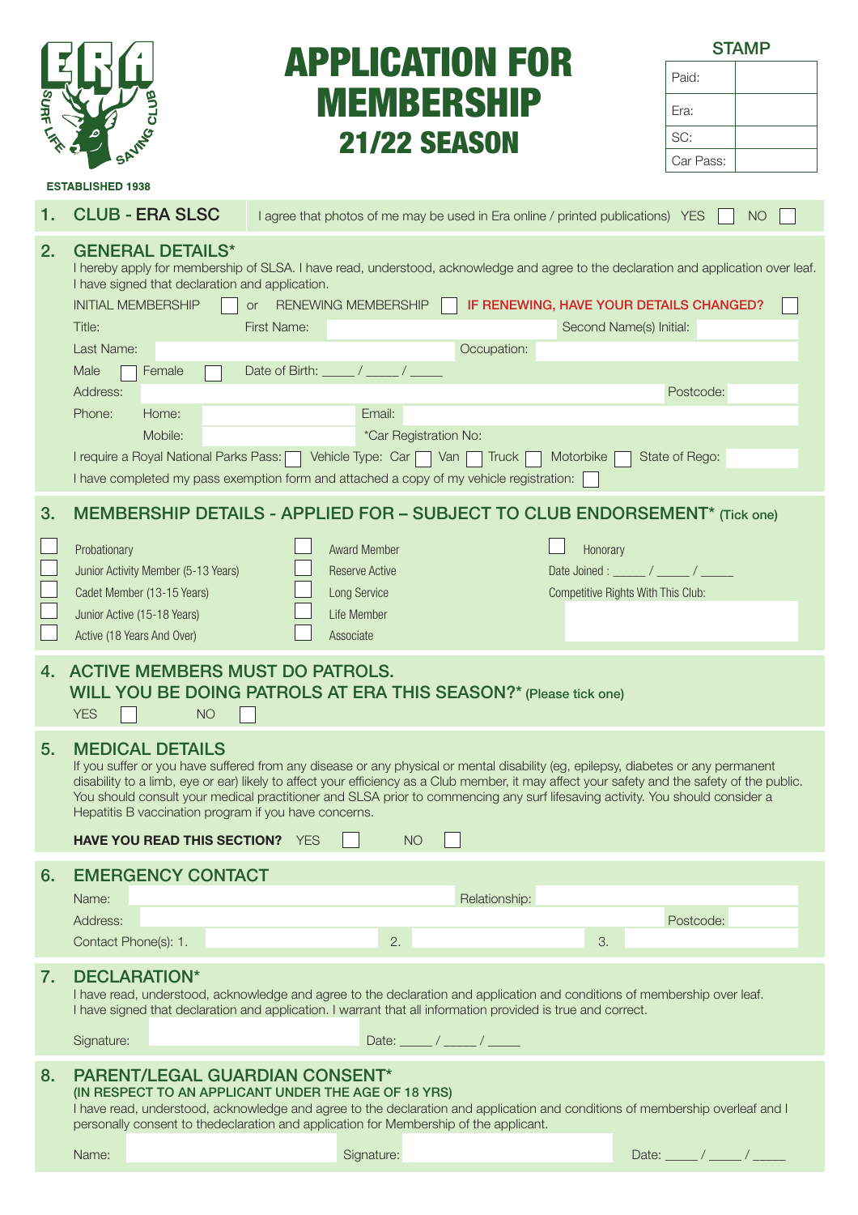ERA SURF LIFE SAVING CLUB

ESTABLISHED 1938

# APPLICATION FOR MEMBERSHIP
## 21/22 SEASON

**STAMP**

| | |
|---|---|
| Paid: | |
| Era: | |
| SC: | |
| Car Pass: | |

## 1. CLUB - ERA SLSC

I agree that photos of me may be used in Era online / printed publications) YES ☐ NO ☐

## 2. GENERAL DETAILS*

I hereby apply for membership of SLSA. I have read, understood, acknowledge and agree to the declaration and application over leaf. I have signed that declaration and application.

INITIAL MEMBERSHIP ☐ or RENEWING MEMBERSHIP ☐ **IF RENEWING, HAVE YOUR DETAILS CHANGED?** ☐

Title: First Name: Second Name(s) Initial:

Last Name: Occupation:

Male ☐ Female ☐ Date of Birth: _____ / _____ / _____

Address: Postcode:

Phone: Home: Email:

Mobile: *Car Registration No:

I require a Royal National Parks Pass: ☐ Vehicle Type: Car ☐ Van ☐ Truck ☐ Motorbike ☐ State of Rego:

I have completed my pass exemption form and attached a copy of my vehicle registration: ☐

## 3. MEMBERSHIP DETAILS - APPLIED FOR – SUBJECT TO CLUB ENDORSEMENT* (Tick one)

☐ Probationary
☐ Junior Activity Member (5-13 Years)
☐ Cadet Member (13-15 Years)
☐ Junior Active (15-18 Years)
☐ Active (18 Years And Over)

☐ Award Member
☐ Reserve Active
☐ Long Service
☐ Life Member
☐ Associate

☐ Honorary

Date Joined : _____ / _____ / _____

Competitive Rights With This Club:

## 4. ACTIVE MEMBERS MUST DO PATROLS. WILL YOU BE DOING PATROLS AT ERA THIS SEASON?* (Please tick one)

YES ☐ NO ☐

## 5. MEDICAL DETAILS

If you suffer or you have suffered from any disease or any physical or mental disability (eg, epilepsy, diabetes or any permanent disability to a limb, eye or ear) likely to affect your efficiency as a Club member, it may affect your safety and the safety of the public. You should consult your medical practitioner and SLSA prior to commencing any surf lifesaving activity. You should consider a Hepatitis B vaccination program if you have concerns.

**HAVE YOU READ THIS SECTION?** YES ☐ NO ☐

## 6. EMERGENCY CONTACT

Name: Relationship:

Address: Postcode:

Contact Phone(s): 1. 2. 3.

## 7. DECLARATION*

I have read, understood, acknowledge and agree to the declaration and application and conditions of membership over leaf. I have signed that declaration and application. I warrant that all information provided is true and correct.

Signature: Date: _____ / _____ / _____

## 8. PARENT/LEGAL GUARDIAN CONSENT*

**(IN RESPECT TO AN APPLICANT UNDER THE AGE OF 18 YRS)**

I have read, understood, acknowledge and agree to the declaration and application and conditions of membership overleaf and I personally consent to thedeclaration and application for Membership of the applicant.

Name: Signature: Date: _____ / _____ / _____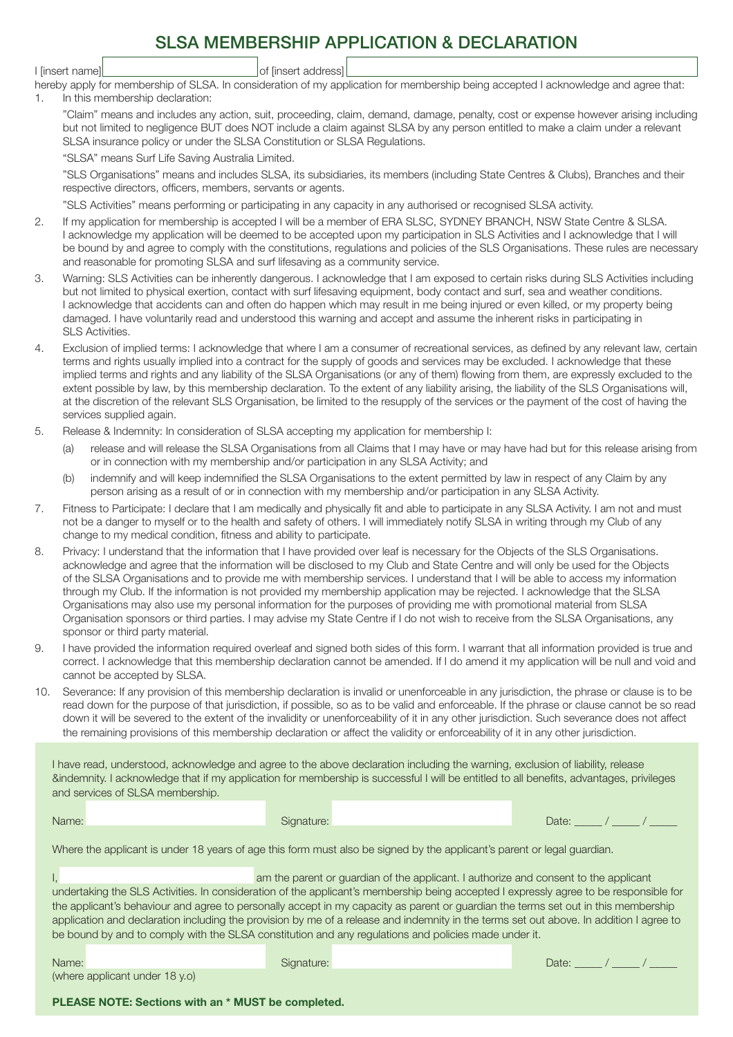# SLSA MEMBERSHIP APPLICATION & DECLARATION

I [insert name] ______________ of [insert address] ______________

hereby apply for membership of SLSA. In consideration of my application for membership being accepted I acknowledge and agree that:

1. In this membership declaration:

   "Claim" means and includes any action, suit, proceeding, claim, demand, damage, penalty, cost or expense however arising including but not limited to negligence BUT does NOT include a claim against SLSA by any person entitled to make a claim under a relevant SLSA insurance policy or under the SLSA Constitution or SLSA Regulations.

   "SLSA" means Surf Life Saving Australia Limited.

   "SLS Organisations" means and includes SLSA, its subsidiaries, its members (including State Centres & Clubs), Branches and their respective directors, officers, members, servants or agents.

   "SLS Activities" means performing or participating in any capacity in any authorised or recognised SLSA activity.

2. If my application for membership is accepted I will be a member of ERA SLSC, SYDNEY BRANCH, NSW State Centre & SLSA. I acknowledge my application will be deemed to be accepted upon my participation in SLS Activities and I acknowledge that I will be bound by and agree to comply with the constitutions, regulations and policies of the SLS Organisations. These rules are necessary and reasonable for promoting SLSA and surf lifesaving as a community service.

3. Warning: SLS Activities can be inherently dangerous. I acknowledge that I am exposed to certain risks during SLS Activities including but not limited to physical exertion, contact with surf lifesaving equipment, body contact and surf, sea and weather conditions. I acknowledge that accidents can and often do happen which may result in me being injured or even killed, or my property being damaged. I have voluntarily read and understood this warning and accept and assume the inherent risks in participating in SLS Activities.

4. Exclusion of implied terms: I acknowledge that where I am a consumer of recreational services, as defined by any relevant law, certain terms and rights usually implied into a contract for the supply of goods and services may be excluded. I acknowledge that these implied terms and rights and any liability of the SLSA Organisations (or any of them) flowing from them, are expressly excluded to the extent possible by law, by this membership declaration. To the extent of any liability arising, the liability of the SLS Organisations will, at the discretion of the relevant SLS Organisation, be limited to the resupply of the services or the payment of the cost of having the services supplied again.

5. Release & Indemnity: In consideration of SLSA accepting my application for membership I:

   (a) release and will release the SLSA Organisations from all Claims that I may have or may have had but for this release arising from or in connection with my membership and/or participation in any SLSA Activity; and

   (b) indemnify and will keep indemnified the SLSA Organisations to the extent permitted by law in respect of any Claim by any person arising as a result of or in connection with my membership and/or participation in any SLSA Activity.

7. Fitness to Participate: I declare that I am medically and physically fit and able to participate in any SLSA Activity. I am not and must not be a danger to myself or to the health and safety of others. I will immediately notify SLSA in writing through my Club of any change to my medical condition, fitness and ability to participate.

8. Privacy: I understand that the information that I have provided over leaf is necessary for the Objects of the SLS Organisations. acknowledge and agree that the information will be disclosed to my Club and State Centre and will only be used for the Objects of the SLSA Organisations and to provide me with membership services. I understand that I will be able to access my information through my Club. If the information is not provided my membership application may be rejected. I acknowledge that the SLSA Organisations may also use my personal information for the purposes of providing me with promotional material from SLSA Organisation sponsors or third parties. I may advise my State Centre if I do not wish to receive from the SLSA Organisations, any sponsor or third party material.

9. I have provided the information required overleaf and signed both sides of this form. I warrant that all information provided is true and correct. I acknowledge that this membership declaration cannot be amended. If I do amend it my application will be null and void and cannot be accepted by SLSA.

10. Severance: If any provision of this membership declaration is invalid or unenforceable in any jurisdiction, the phrase or clause is to be read down for the purpose of that jurisdiction, if possible, so as to be valid and enforceable. If the phrase or clause cannot be so read down it will be severed to the extent of the invalidity or unenforceability of it in any other jurisdiction. Such severance does not affect the remaining provisions of this membership declaration or affect the validity or enforceability of it in any other jurisdiction.

I have read, understood, acknowledge and agree to the above declaration including the warning, exclusion of liability, release &indemnity. I acknowledge that if my application for membership is successful I will be entitled to all benefits, advantages, privileges and services of SLSA membership.

Name: ______________ Signature: ______________ Date: _____ / _____ / _____

Where the applicant is under 18 years of age this form must also be signed by the applicant's parent or legal guardian.

I, ______________ am the parent or guardian of the applicant. I authorize and consent to the applicant undertaking the SLS Activities. In consideration of the applicant's membership being accepted I expressly agree to be responsible for the applicant's behaviour and agree to personally accept in my capacity as parent or guardian the terms set out in this membership application and declaration including the provision by me of a release and indemnity in the terms set out above. In addition I agree to be bound by and to comply with the SLSA constitution and any regulations and policies made under it.

Name: ______________ Signature: ______________ Date: _____ / _____ / _____
(where applicant under 18 y.o)

**PLEASE NOTE: Sections with an * MUST be completed.**